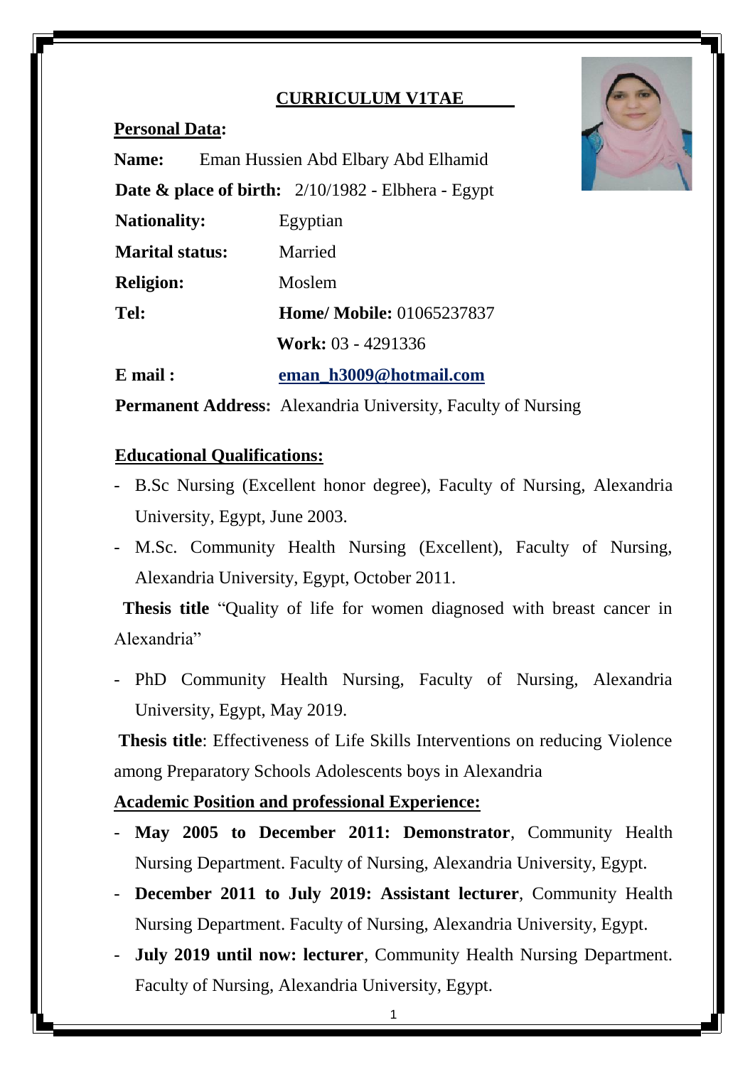# CURRICULUM V1TAE

## Personal Data:

**Name:** Eman Hussien Abd Elbary Abd Elhamid

**Date & place of birth:** 2/10/1982 - Elbhera - Egypt

**Nationality:** Egyptian

**Marital status:** Married

**Religion:** Moslem

**Tel:** **Home/ Mobile:** 01065237837

**Work:** 03 - 4291336

**E mail :** **eman_h3009@hotmail.com**

**Permanent Address:** Alexandria University, Faculty of Nursing

## Educational Qualifications:

- B.Sc Nursing (Excellent honor degree), Faculty of Nursing, Alexandria University, Egypt, June 2003.
- M.Sc. Community Health Nursing (Excellent), Faculty of Nursing, Alexandria University, Egypt, October 2011.

**Thesis title** "Quality of life for women diagnosed with breast cancer in Alexandria"

- PhD Community Health Nursing, Faculty of Nursing, Alexandria University, Egypt, May 2019.

**Thesis title**: Effectiveness of Life Skills Interventions on reducing Violence among Preparatory Schools Adolescents boys in Alexandria

## Academic Position and professional Experience:

- **May 2005 to December 2011: Demonstrator**, Community Health Nursing Department. Faculty of Nursing, Alexandria University, Egypt.
- **December 2011 to July 2019: Assistant lecturer**, Community Health Nursing Department. Faculty of Nursing, Alexandria University, Egypt.
- **July 2019 until now: lecturer**, Community Health Nursing Department. Faculty of Nursing, Alexandria University, Egypt.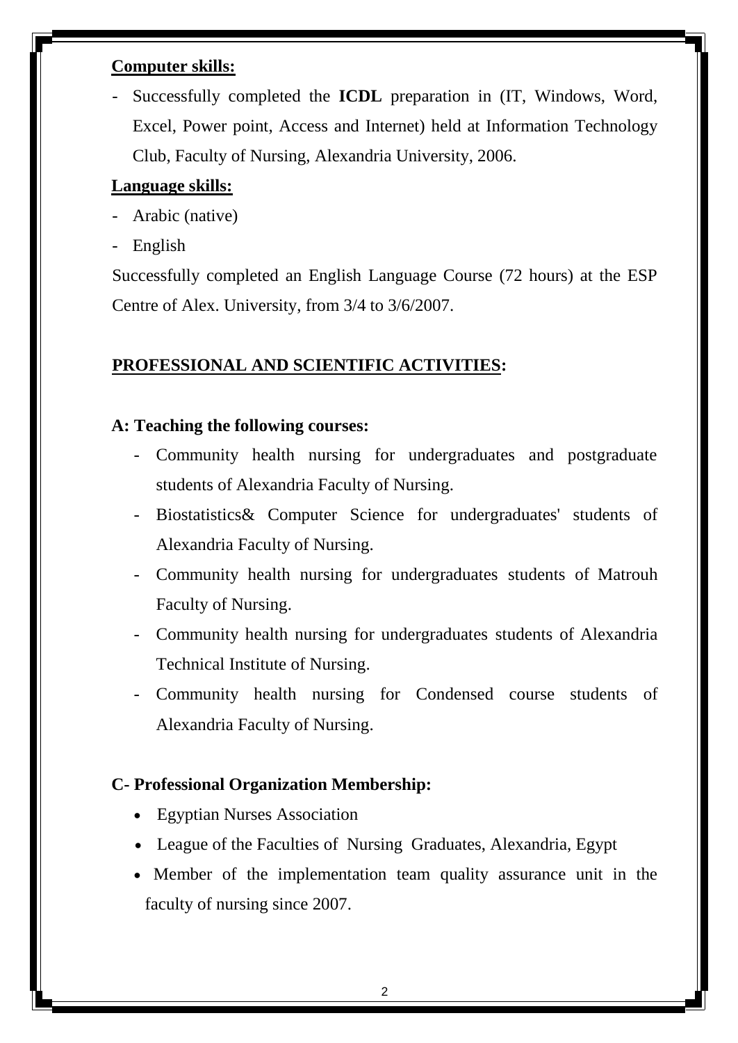**Computer skills:**

- Successfully completed the **ICDL** preparation in (IT, Windows, Word, Excel, Power point, Access and Internet) held at Information Technology Club, Faculty of Nursing, Alexandria University, 2006.

**Language skills:**

- Arabic (native)
- English

Successfully completed an English Language Course (72 hours) at the ESP Centre of Alex. University, from 3/4 to 3/6/2007.

## PROFESSIONAL AND SCIENTIFIC ACTIVITIES:

**A: Teaching the following courses:**

- Community health nursing for undergraduates and postgraduate students of Alexandria Faculty of Nursing.
- Biostatistics& Computer Science for undergraduates' students of Alexandria Faculty of Nursing.
- Community health nursing for undergraduates students of Matrouh Faculty of Nursing.
- Community health nursing for undergraduates students of Alexandria Technical Institute of Nursing.
- Community health nursing for Condensed course students of Alexandria Faculty of Nursing.

**C- Professional Organization Membership:**

- Egyptian Nurses Association
- League of the Faculties of Nursing Graduates, Alexandria, Egypt
- Member of the implementation team quality assurance unit in the faculty of nursing since 2007.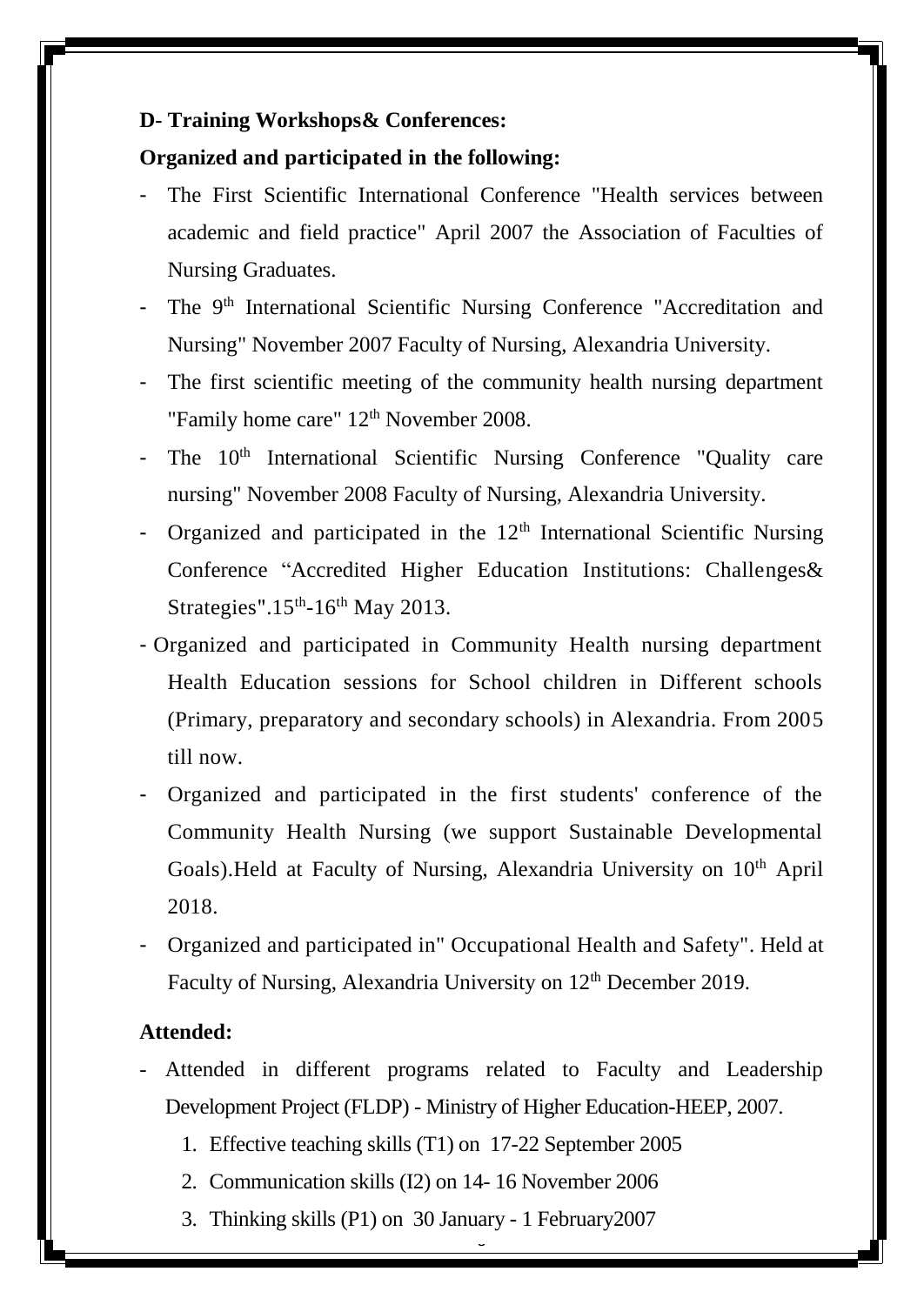**D- Training Workshops& Conferences:**

**Organized and participated in the following:**

- The First Scientific International Conference "Health services between academic and field practice" April 2007 the Association of Faculties of Nursing Graduates.
- The 9th International Scientific Nursing Conference "Accreditation and Nursing" November 2007 Faculty of Nursing, Alexandria University.
- The first scientific meeting of the community health nursing department "Family home care" 12th November 2008.
- The 10th International Scientific Nursing Conference "Quality care nursing" November 2008 Faculty of Nursing, Alexandria University.
- Organized and participated in the 12th International Scientific Nursing Conference "Accredited Higher Education Institutions: Challenges& Strategies".15th-16th May 2013.
- Organized and participated in Community Health nursing department Health Education sessions for School children in Different schools (Primary, preparatory and secondary schools) in Alexandria. From 2005 till now.
- Organized and participated in the first students' conference of the Community Health Nursing (we support Sustainable Developmental Goals).Held at Faculty of Nursing, Alexandria University on 10th April 2018.
- Organized and participated in" Occupational Health and Safety". Held at Faculty of Nursing, Alexandria University on 12th December 2019.

**Attended:**

- Attended in different programs related to Faculty and Leadership Development Project (FLDP) - Ministry of Higher Education-HEEP, 2007.
    1. Effective teaching skills (T1) on 17-22 September 2005
    2. Communication skills (I2) on 14- 16 November 2006
    3. Thinking skills (P1) on 30 January - 1 February2007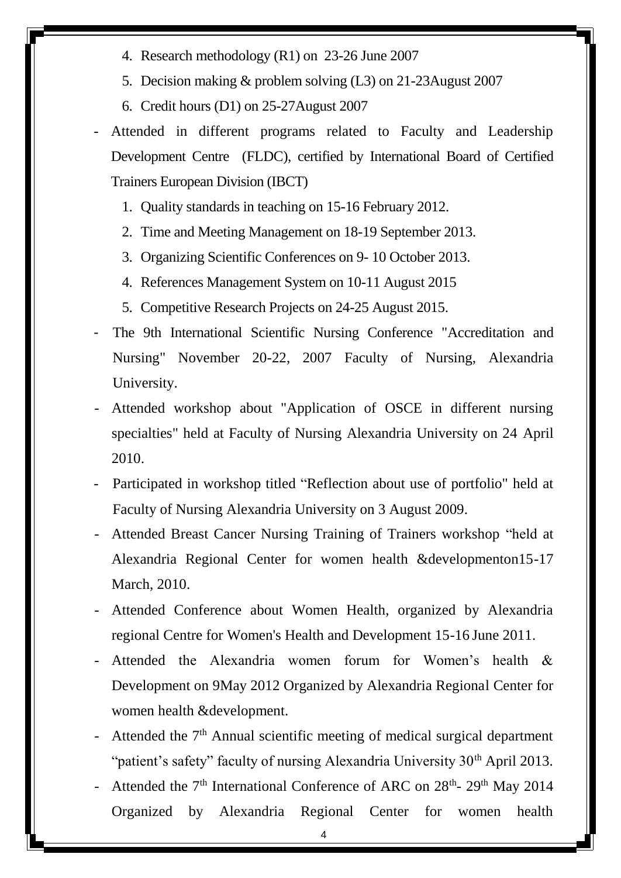4. Research methodology (R1) on 23-26 June 2007
5. Decision making & problem solving (L3) on 21-23August 2007
6. Credit hours (D1) on 25-27August 2007

- Attended in different programs related to Faculty and Leadership Development Centre (FLDC), certified by International Board of Certified Trainers European Division (IBCT)
    1. Quality standards in teaching on 15-16 February 2012.
    2. Time and Meeting Management on 18-19 September 2013.
    3. Organizing Scientific Conferences on 9- 10 October 2013.
    4. References Management System on 10-11 August 2015
    5. Competitive Research Projects on 24-25 August 2015.
- The 9th International Scientific Nursing Conference "Accreditation and Nursing" November 20-22, 2007 Faculty of Nursing, Alexandria University.
- Attended workshop about "Application of OSCE in different nursing specialties" held at Faculty of Nursing Alexandria University on 24 April 2010.
- Participated in workshop titled "Reflection about use of portfolio" held at Faculty of Nursing Alexandria University on 3 August 2009.
- Attended Breast Cancer Nursing Training of Trainers workshop "held at Alexandria Regional Center for women health &developmenton15-17 March, 2010.
- Attended Conference about Women Health, organized by Alexandria regional Centre for Women's Health and Development 15-16 June 2011.
- Attended the Alexandria women forum for Women's health & Development on 9May 2012 Organized by Alexandria Regional Center for women health &development.
- Attended the 7th Annual scientific meeting of medical surgical department "patient's safety" faculty of nursing Alexandria University 30th April 2013.
- Attended the 7th International Conference of ARC on 28th- 29th May 2014 Organized by Alexandria Regional Center for women health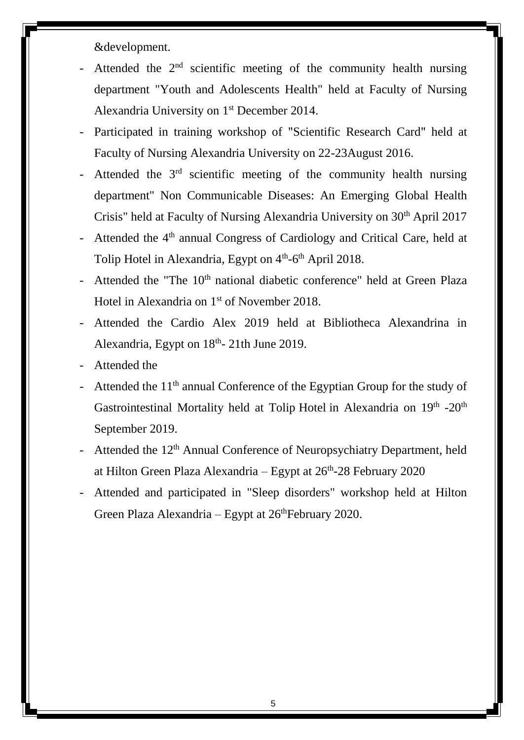&development.

- Attended the 2nd scientific meeting of the community health nursing department "Youth and Adolescents Health" held at Faculty of Nursing Alexandria University on 1st December 2014.
- Participated in training workshop of "Scientific Research Card" held at Faculty of Nursing Alexandria University on 22-23August 2016.
- Attended the 3rd scientific meeting of the community health nursing department" Non Communicable Diseases: An Emerging Global Health Crisis" held at Faculty of Nursing Alexandria University on 30th April 2017
- Attended the 4th annual Congress of Cardiology and Critical Care, held at Tolip Hotel in Alexandria, Egypt on 4th-6th April 2018.
- Attended the "The 10th national diabetic conference" held at Green Plaza Hotel in Alexandria on 1st of November 2018.
- Attended the Cardio Alex 2019 held at Bibliotheca Alexandrina in Alexandria, Egypt on 18th- 21th June 2019.
- Attended the
- Attended the 11th annual Conference of the Egyptian Group for the study of Gastrointestinal Mortality held at Tolip Hotel in Alexandria on 19th -20th September 2019.
- Attended the 12th Annual Conference of Neuropsychiatry Department, held at Hilton Green Plaza Alexandria – Egypt at 26th-28 February 2020
- Attended and participated in "Sleep disorders" workshop held at Hilton Green Plaza Alexandria – Egypt at 26thFebruary 2020.